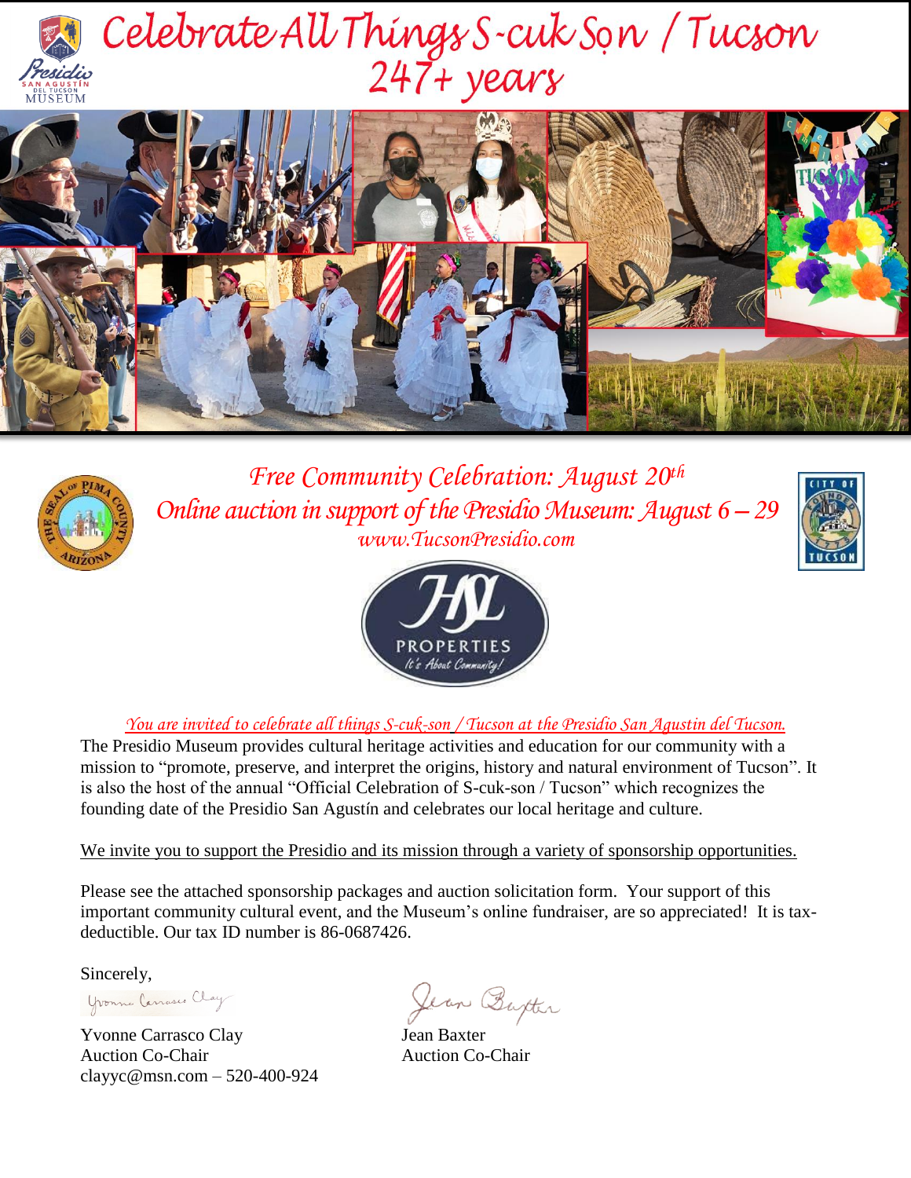# Celebrate All Things S-cuk Ṣon / Tucson 247+ years

*Free Community Celebration: August 20th*

*Online auction in support of the Presidio Museum: August 6 – 29*

*www.TucsonPresidio.com*

*You are invited to celebrate all things S-cuk-son / Tucson at the Presidio San Agustín del Tucson.*

The Presidio Museum provides cultural heritage activities and education for our community with a mission to "promote, preserve, and interpret the origins, history and natural environment of Tucson". It is also the host of the annual "Official Celebration of S-cuk-son / Tucson" which recognizes the founding date of the Presidio San Agustín and celebrates our local heritage and culture.

We invite you to support the Presidio and its mission through a variety of sponsorship opportunities.

Please see the attached sponsorship packages and auction solicitation form. Your support of this important community cultural event, and the Museum's online fundraiser, are so appreciated! It is tax-deductible. Our tax ID number is 86-0687426.

Sincerely,

Yvonne Carrasco Clay
Auction Co-Chair
clayyc@msn.com – 520-400-924

Jean Baxter
Auction Co-Chair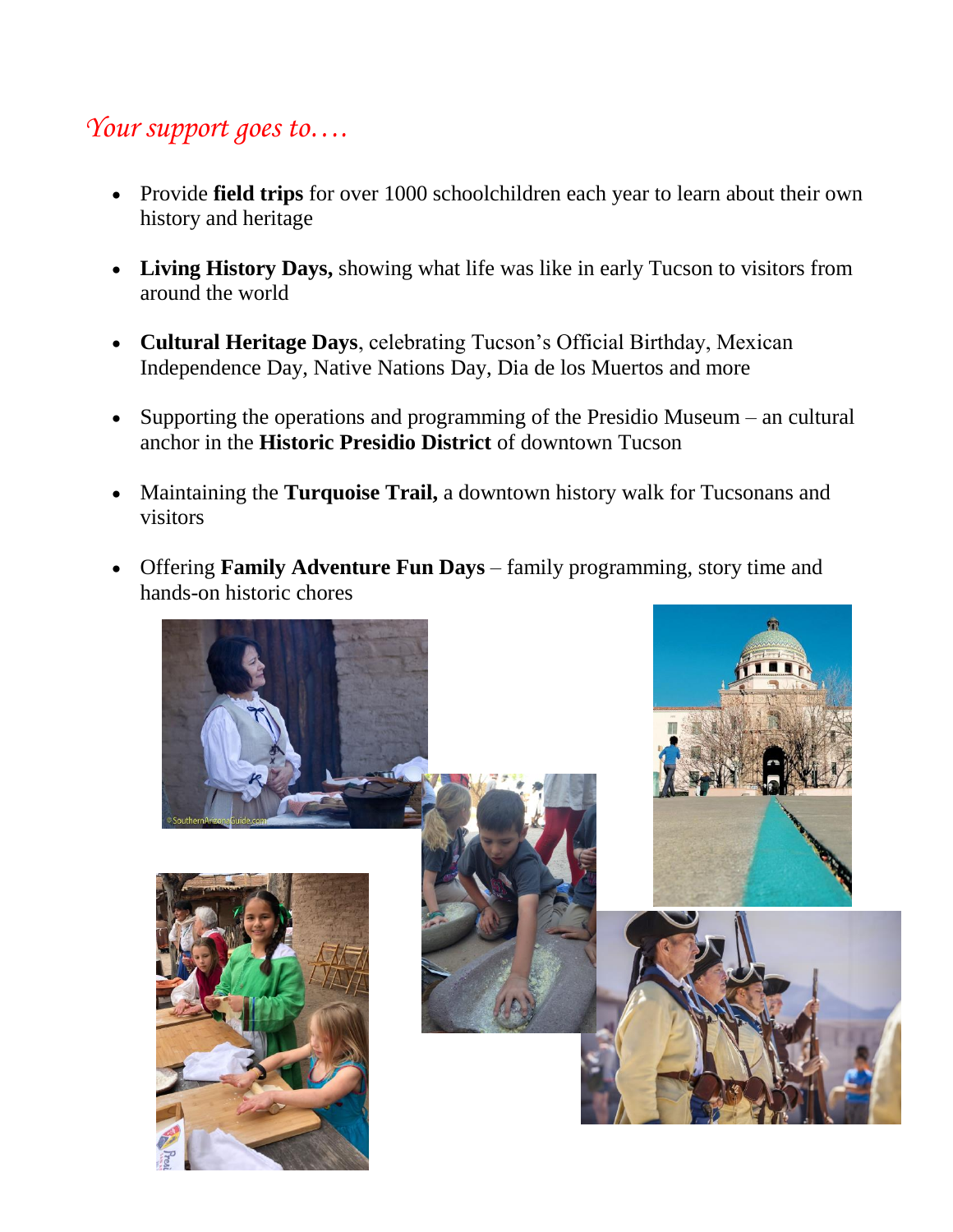*Your support goes to….*

- Provide **field trips** for over 1000 schoolchildren each year to learn about their own history and heritage
- **Living History Days,** showing what life was like in early Tucson to visitors from around the world
- **Cultural Heritage Days**, celebrating Tucson's Official Birthday, Mexican Independence Day, Native Nations Day, Dia de los Muertos and more
- Supporting the operations and programming of the Presidio Museum – an cultural anchor in the **Historic Presidio District** of downtown Tucson
- Maintaining the **Turquoise Trail,** a downtown history walk for Tucsonans and visitors
- Offering **Family Adventure Fun Days** – family programming, story time and hands-on historic chores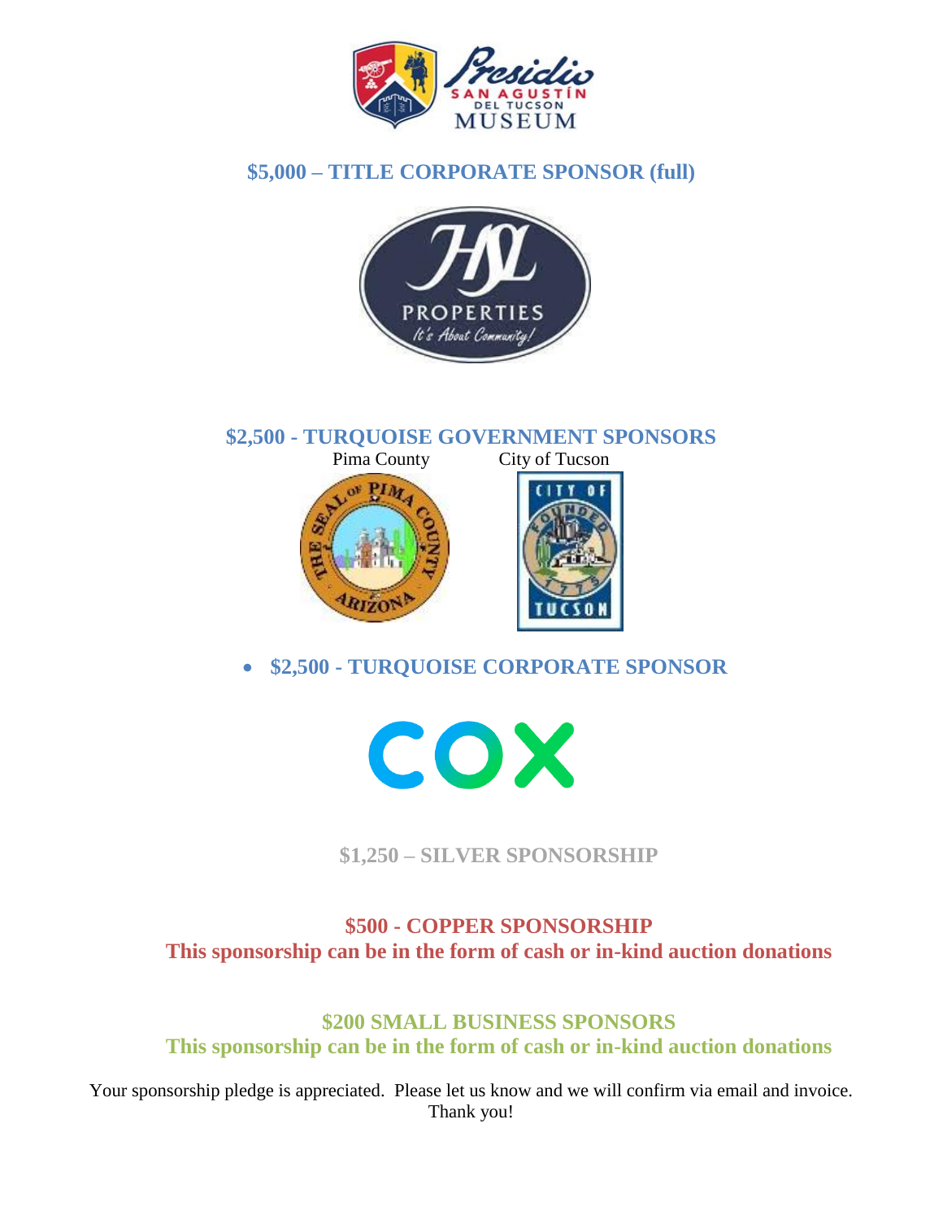## $5,000 – TITLE CORPORATE SPONSOR (full)

## $2,500 - TURQUOISE GOVERNMENT SPONSORS

Pima County City of Tucson

- **$2,500 - TURQUOISE CORPORATE SPONSOR**

## $1,250 – SILVER SPONSORSHIP

## $500 - COPPER SPONSORSHIP

**This sponsorship can be in the form of cash or in-kind auction donations**

## $200 SMALL BUSINESS SPONSORS

**This sponsorship can be in the form of cash or in-kind auction donations**

Your sponsorship pledge is appreciated. Please let us know and we will confirm via email and invoice. Thank you!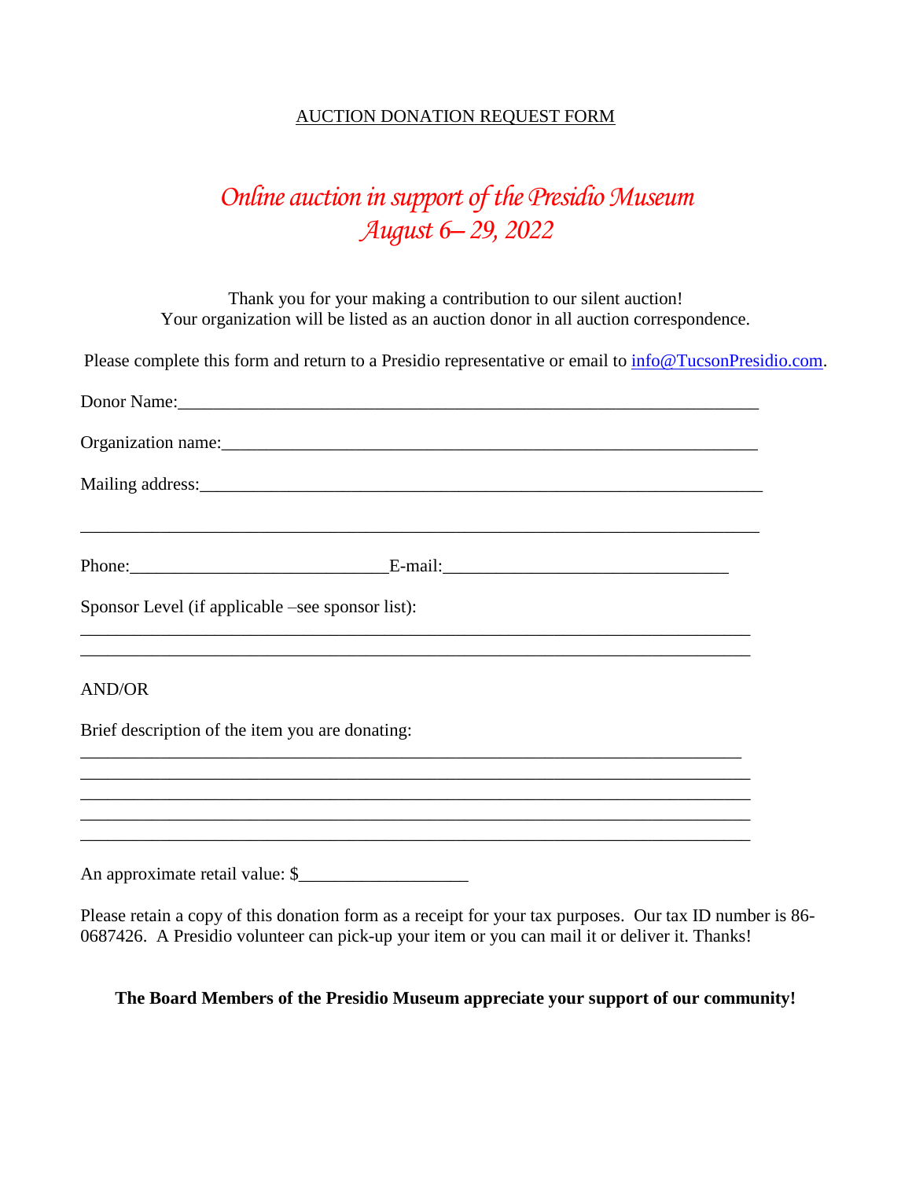<u>AUCTION DONATION REQUEST FORM</u>

# *Online auction in support of the Presidio Museum*
# *August 6– 29, 2022*

Thank you for your making a contribution to our silent auction!
Your organization will be listed as an auction donor in all auction correspondence.

Please complete this form and return to a Presidio representative or email to info@TucsonPresidio.com.

Donor Name:_____________________________________________________________________

Organization name:________________________________________________________________

Mailing address:___________________________________________________________________

_______________________________________________________________________________

Phone:_____________________________E-mail:_______________________________

Sponsor Level (if applicable –see sponsor list):

_______________________________________________________________________________

_______________________________________________________________________________

AND/OR

Brief description of the item you are donating:

_______________________________________________________________________________

_______________________________________________________________________________

_______________________________________________________________________________

_______________________________________________________________________________

_______________________________________________________________________________

An approximate retail value: $___________________

Please retain a copy of this donation form as a receipt for your tax purposes. Our tax ID number is 86-0687426. A Presidio volunteer can pick-up your item or you can mail it or deliver it. Thanks!

**The Board Members of the Presidio Museum appreciate your support of our community!**